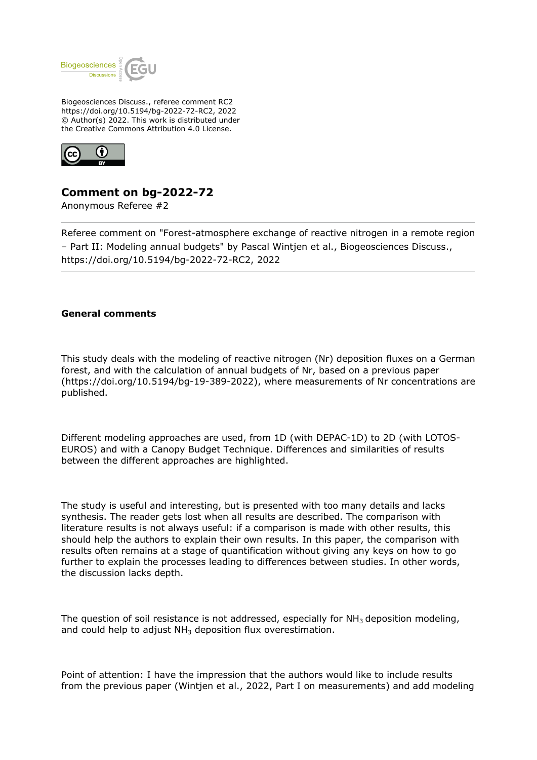Biogeosciences Discuss., referee comment RC2
https://doi.org/10.5194/bg-2022-72-RC2, 2022
© Author(s) 2022. This work is distributed under
the Creative Commons Attribution 4.0 License.

## Comment on bg-2022-72

Anonymous Referee #2

Referee comment on "Forest-atmosphere exchange of reactive nitrogen in a remote region – Part II: Modeling annual budgets" by Pascal Wintjen et al., Biogeosciences Discuss., https://doi.org/10.5194/bg-2022-72-RC2, 2022

---

### General comments

This study deals with the modeling of reactive nitrogen (Nr) deposition fluxes on a German forest, and with the calculation of annual budgets of Nr, based on a previous paper (https://doi.org/10.5194/bg-19-389-2022), where measurements of Nr concentrations are published.

Different modeling approaches are used, from 1D (with DEPAC-1D) to 2D (with LOTOS-EUROS) and with a Canopy Budget Technique. Differences and similarities of results between the different approaches are highlighted.

The study is useful and interesting, but is presented with too many details and lacks synthesis. The reader gets lost when all results are described. The comparison with literature results is not always useful: if a comparison is made with other results, this should help the authors to explain their own results. In this paper, the comparison with results often remains at a stage of quantification without giving any keys on how to go further to explain the processes leading to differences between studies. In other words, the discussion lacks depth.

The question of soil resistance is not addressed, especially for $NH_3$ deposition modeling, and could help to adjust $NH_3$ deposition flux overestimation.

Point of attention: I have the impression that the authors would like to include results from the previous paper (Wintjen et al., 2022, Part I on measurements) and add modeling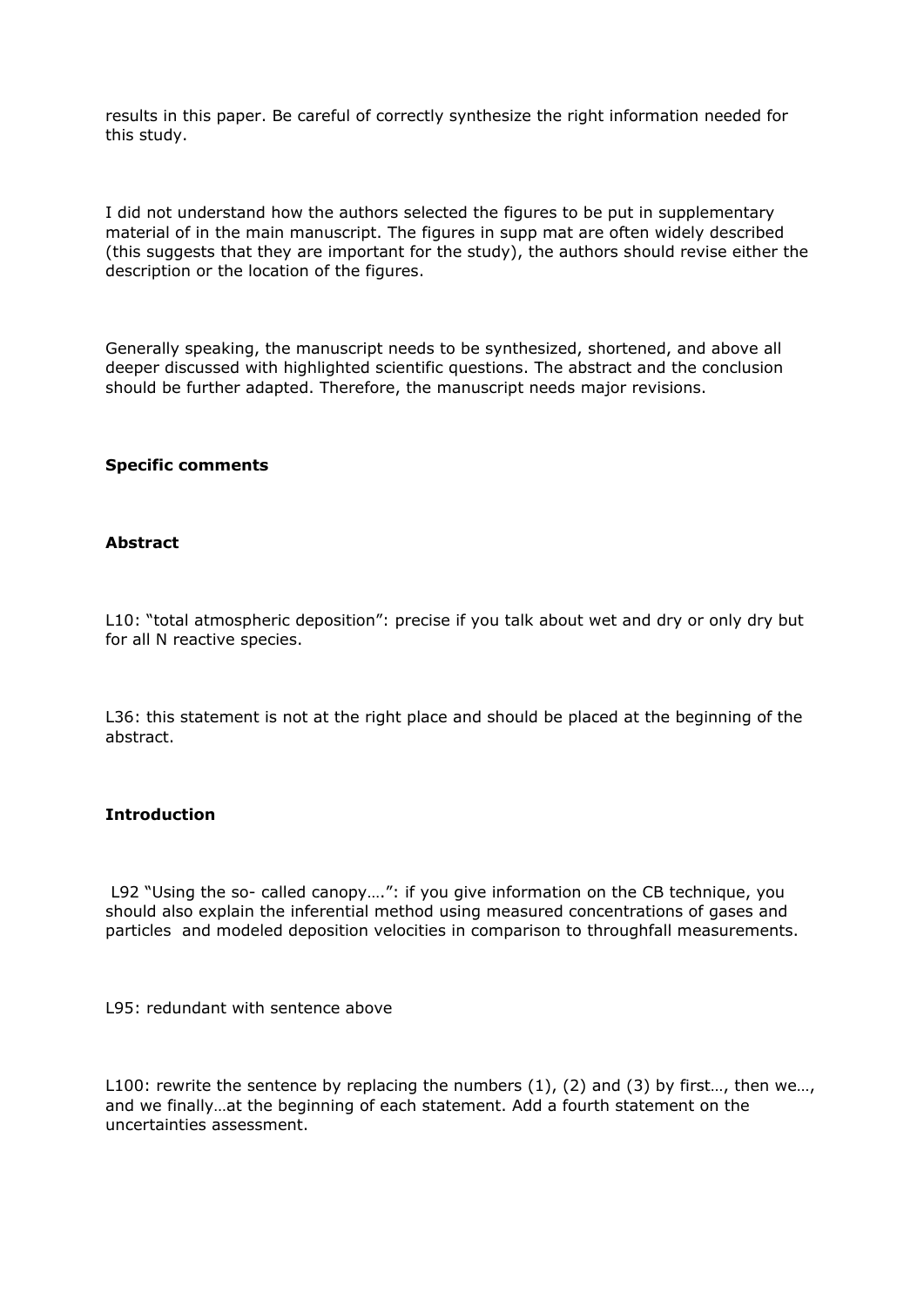results in this paper. Be careful of correctly synthesize the right information needed for this study.

I did not understand how the authors selected the figures to be put in supplementary material of in the main manuscript. The figures in supp mat are often widely described (this suggests that they are important for the study), the authors should revise either the description or the location of the figures.

Generally speaking, the manuscript needs to be synthesized, shortened, and above all deeper discussed with highlighted scientific questions. The abstract and the conclusion should be further adapted. Therefore, the manuscript needs major revisions.

**Specific comments**

**Abstract**

L10: “total atmospheric deposition”: precise if you talk about wet and dry or only dry but for all N reactive species.

L36: this statement is not at the right place and should be placed at the beginning of the abstract.

**Introduction**

L92 “Using the so- called canopy….”: if you give information on the CB technique, you should also explain the inferential method using measured concentrations of gases and particles and modeled deposition velocities in comparison to throughfall measurements.

L95: redundant with sentence above

L100: rewrite the sentence by replacing the numbers (1), (2) and (3) by first…, then we…, and we finally…at the beginning of each statement. Add a fourth statement on the uncertainties assessment.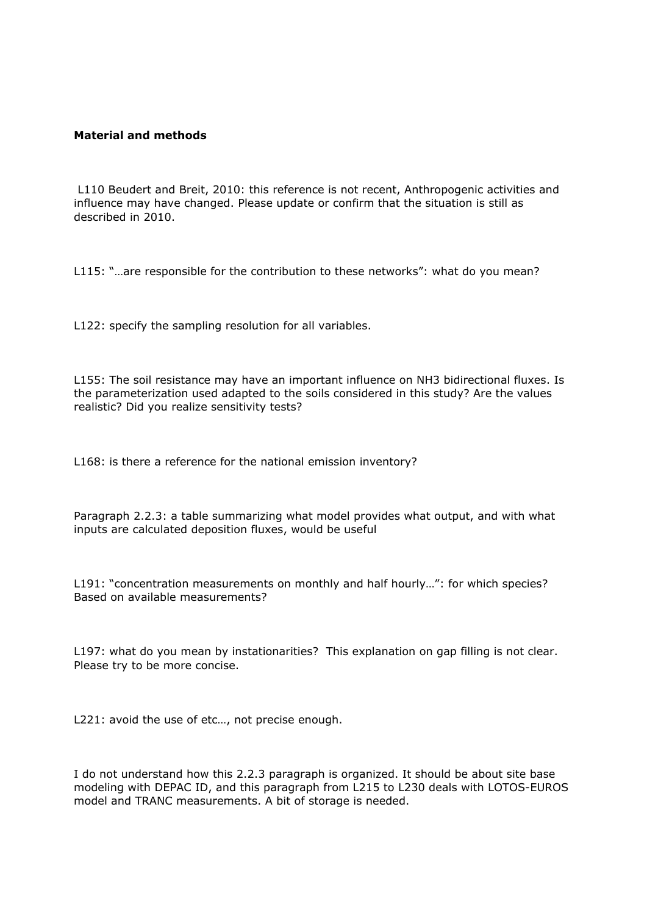**Material and methods**

L110 Beudert and Breit, 2010: this reference is not recent, Anthropogenic activities and influence may have changed. Please update or confirm that the situation is still as described in 2010.

L115: "…are responsible for the contribution to these networks": what do you mean?

L122: specify the sampling resolution for all variables.

L155: The soil resistance may have an important influence on $NH_3$ bidirectional fluxes. Is the parameterization used adapted to the soils considered in this study? Are the values realistic? Did you realize sensitivity tests?

L168: is there a reference for the national emission inventory?

Paragraph 2.2.3: a table summarizing what model provides what output, and with what inputs are calculated deposition fluxes, would be useful

L191: "concentration measurements on monthly and half hourly…": for which species? Based on available measurements?

L197: what do you mean by instationarities? This explanation on gap filling is not clear. Please try to be more concise.

L221: avoid the use of etc…, not precise enough.

I do not understand how this 2.2.3 paragraph is organized. It should be about site base modeling with DEPAC ID, and this paragraph from L215 to L230 deals with LOTOS-EUROS model and TRANC measurements. A bit of storage is needed.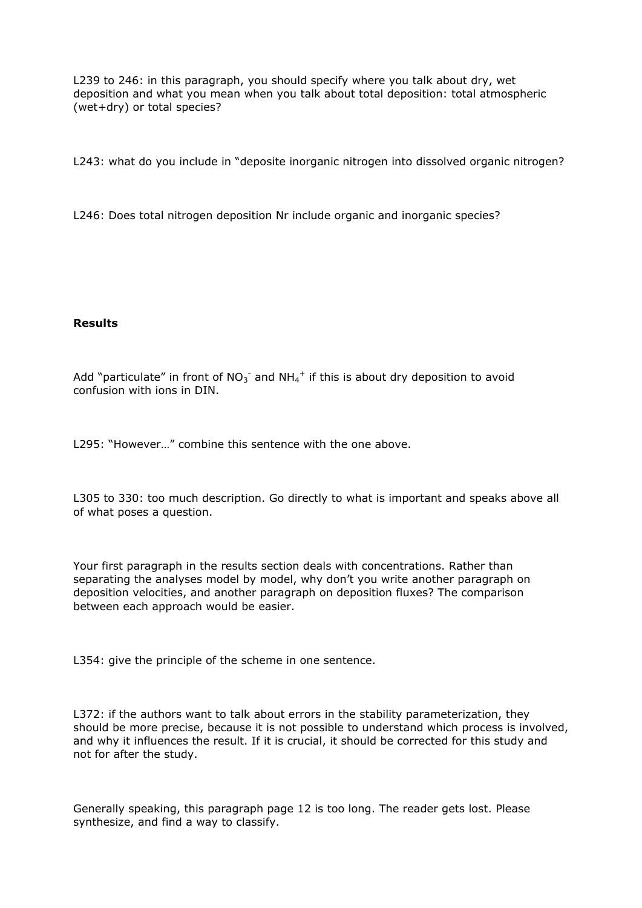L239 to 246: in this paragraph, you should specify where you talk about dry, wet deposition and what you mean when you talk about total deposition: total atmospheric (wet+dry) or total species?

L243: what do you include in "deposite inorganic nitrogen into dissolved organic nitrogen?

L246: Does total nitrogen deposition Nr include organic and inorganic species?

**Results**

Add "particulate" in front of $NO_3^-$ and $NH_4^+$ if this is about dry deposition to avoid confusion with ions in DIN.

L295: "However…" combine this sentence with the one above.

L305 to 330: too much description. Go directly to what is important and speaks above all of what poses a question.

Your first paragraph in the results section deals with concentrations. Rather than separating the analyses model by model, why don't you write another paragraph on deposition velocities, and another paragraph on deposition fluxes? The comparison between each approach would be easier.

L354: give the principle of the scheme in one sentence.

L372: if the authors want to talk about errors in the stability parameterization, they should be more precise, because it is not possible to understand which process is involved, and why it influences the result. If it is crucial, it should be corrected for this study and not for after the study.

Generally speaking, this paragraph page 12 is too long. The reader gets lost. Please synthesize, and find a way to classify.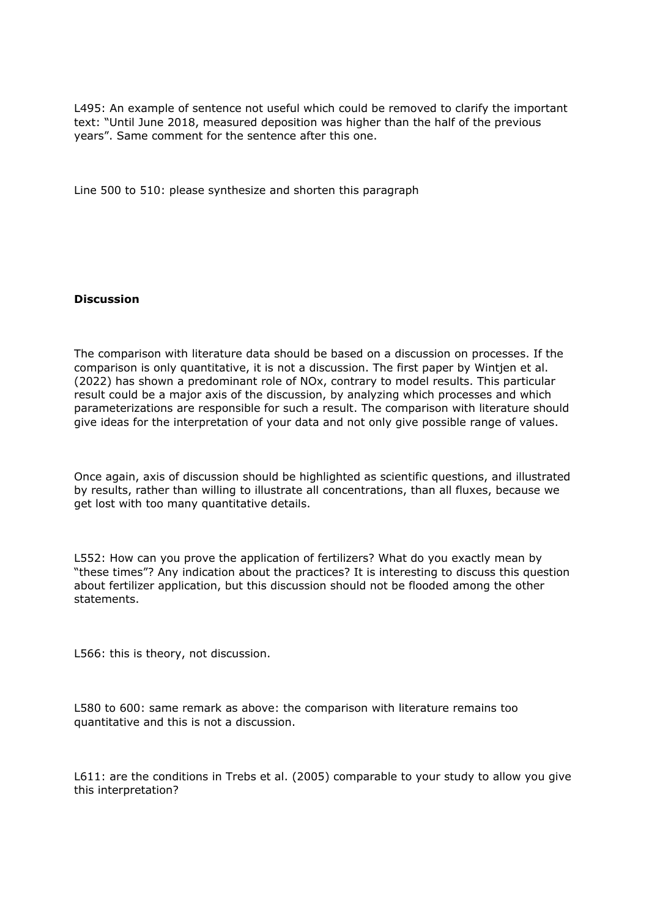L495: An example of sentence not useful which could be removed to clarify the important text: "Until June 2018, measured deposition was higher than the half of the previous years". Same comment for the sentence after this one.

Line 500 to 510: please synthesize and shorten this paragraph

**Discussion**

The comparison with literature data should be based on a discussion on processes. If the comparison is only quantitative, it is not a discussion. The first paper by Wintjen et al. (2022) has shown a predominant role of NOx, contrary to model results. This particular result could be a major axis of the discussion, by analyzing which processes and which parameterizations are responsible for such a result. The comparison with literature should give ideas for the interpretation of your data and not only give possible range of values.

Once again, axis of discussion should be highlighted as scientific questions, and illustrated by results, rather than willing to illustrate all concentrations, than all fluxes, because we get lost with too many quantitative details.

L552: How can you prove the application of fertilizers? What do you exactly mean by "these times"? Any indication about the practices? It is interesting to discuss this question about fertilizer application, but this discussion should not be flooded among the other statements.

L566: this is theory, not discussion.

L580 to 600: same remark as above: the comparison with literature remains too quantitative and this is not a discussion.

L611: are the conditions in Trebs et al. (2005) comparable to your study to allow you give this interpretation?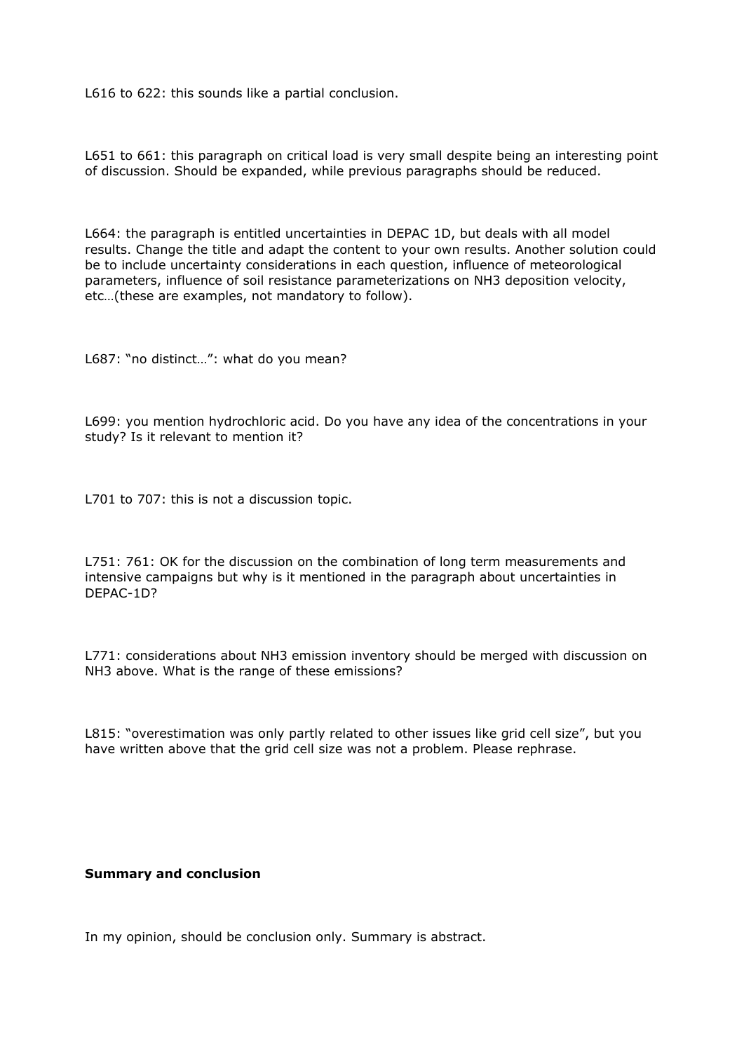L616 to 622: this sounds like a partial conclusion.

L651 to 661: this paragraph on critical load is very small despite being an interesting point of discussion. Should be expanded, while previous paragraphs should be reduced.

L664: the paragraph is entitled uncertainties in DEPAC 1D, but deals with all model results. Change the title and adapt the content to your own results. Another solution could be to include uncertainty considerations in each question, influence of meteorological parameters, influence of soil resistance parameterizations on $NH_3$ deposition velocity, etc…(these are examples, not mandatory to follow).

L687: "no distinct…": what do you mean?

L699: you mention hydrochloric acid. Do you have any idea of the concentrations in your study? Is it relevant to mention it?

L701 to 707: this is not a discussion topic.

L751: 761: OK for the discussion on the combination of long term measurements and intensive campaigns but why is it mentioned in the paragraph about uncertainties in DEPAC-1D?

L771: considerations about $NH_3$ emission inventory should be merged with discussion on $NH_3$ above. What is the range of these emissions?

L815: "overestimation was only partly related to other issues like grid cell size", but you have written above that the grid cell size was not a problem. Please rephrase.

**Summary and conclusion**

In my opinion, should be conclusion only. Summary is abstract.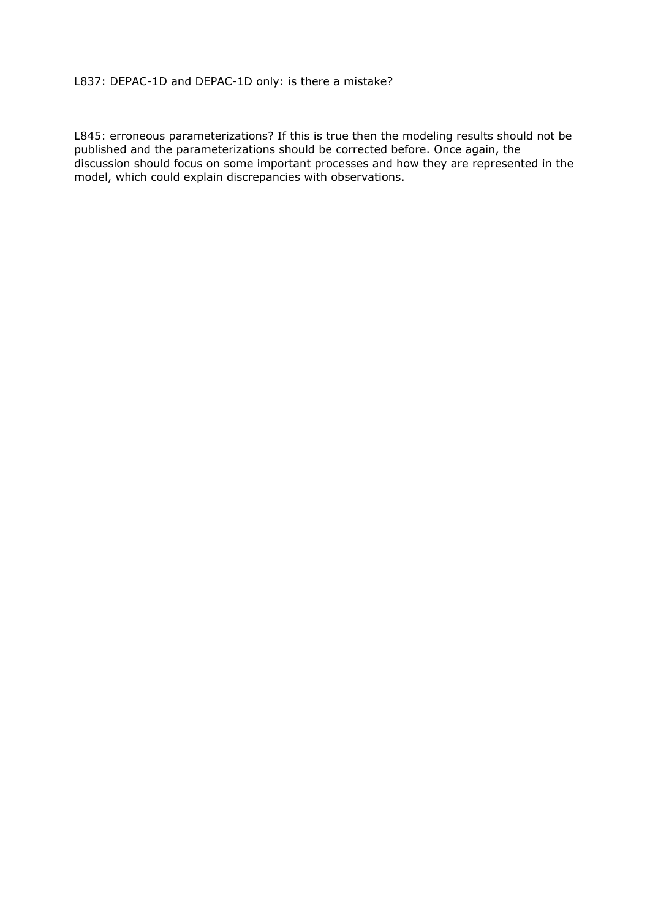L837: DEPAC-1D and DEPAC-1D only: is there a mistake?

L845: erroneous parameterizations? If this is true then the modeling results should not be published and the parameterizations should be corrected before. Once again, the discussion should focus on some important processes and how they are represented in the model, which could explain discrepancies with observations.